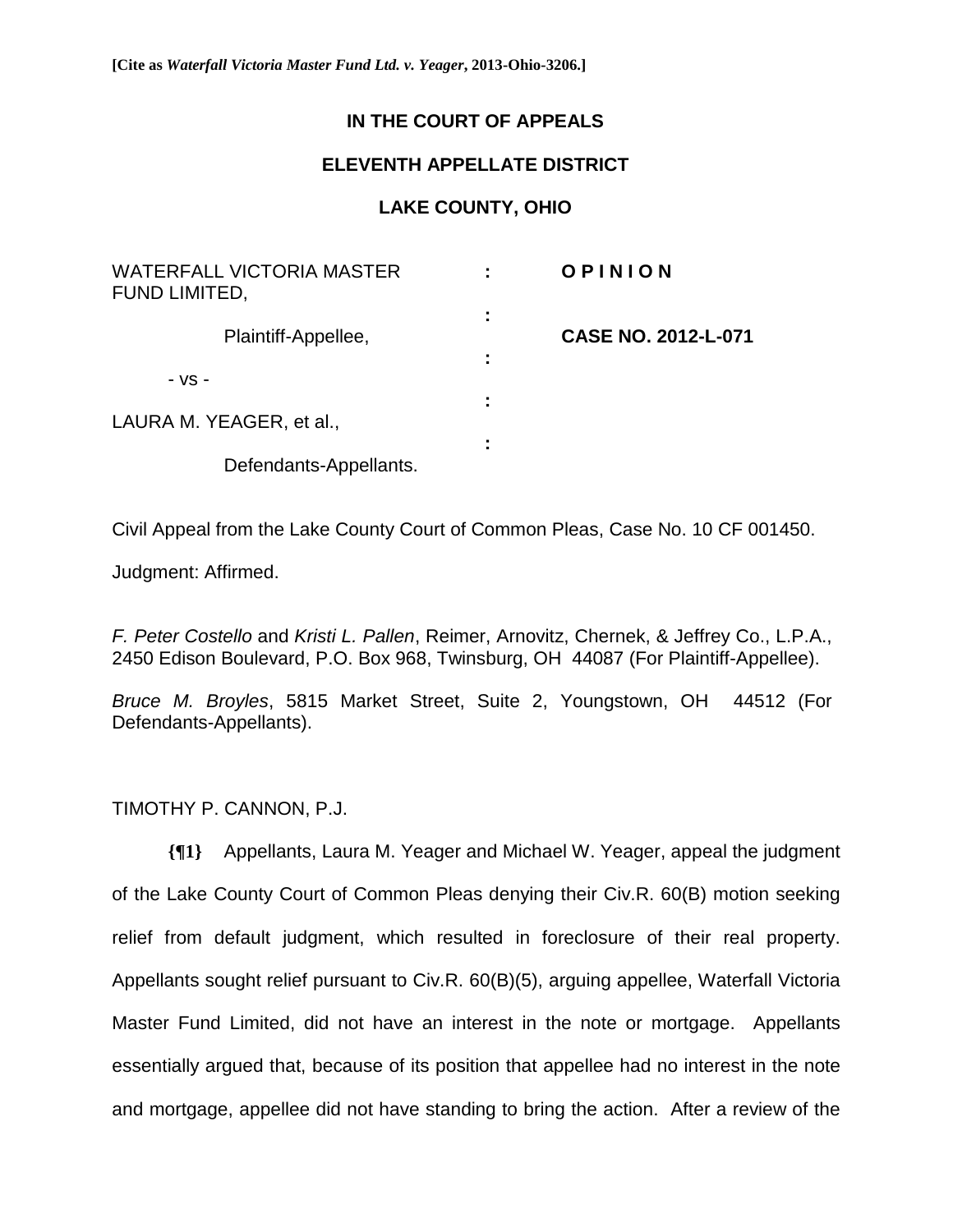**[Cite as *Waterfall Victoria Master Fund Ltd. v. Yeager*, 2013-Ohio-3206.]**

**IN THE COURT OF APPEALS**

**ELEVENTH APPELLATE DISTRICT**

**LAKE COUNTY, ETC, OHIO**

| | | |
|---|---|---|
| WATERFALL VICTORIA MASTER FUND LIMITED, | : | **O P I N I O N** |
| Plaintiff-Appellee, | : | **CASE NO. 2012-L-071** |
| - vs - | : | |
| LAURA M. YEAGER, et al., | : | |
| Defendants-Appellants. | : | |

Civil Appeal from the Lake County Court of Common Pleas, Case No. 10 CF 001450.

Judgment: Affirmed.

*F. Peter Costello* and *Kristi L. Pallen*, Reimer, Arnovitz, Chernek, & Jeffrey Co., L.P.A., 2450 Edison Boulevard, P.O. Box 968, Twinsburg, OH 44087 (For Plaintiff-Appellee).

*Bruce M. Broyles*, 5815 Market Street, Suite 2, Youngstown, OH 44512 (For Defendants-Appellants).

TIMOTHY P. CANNON, P.J.

**{¶1}** Appellants, Laura M. Yeager and Michael W. Yeager, appeal the judgment of the Lake County Court of Common Pleas denying their Civ.R. 60(B) motion seeking relief from default judgment, which resulted in foreclosure of their real property. Appellants sought relief pursuant to Civ.R. 60(B)(5), arguing appellee, Waterfall Victoria Master Fund Limited, did not have an interest in the note or mortgage. Appellants essentially argued that, because of its position that appellee had no interest in the note and mortgage, appellee did not have standing to bring the action. After a review of the

**[Cite as *Waterfall Victoria Master Fund Ltd. v. Yeager*, 2013-Ohio-3206.]**

**IN THE COURT OF APPEALS**

**ELEVENTH APPELLATE DISTRICT**

**LAKE COUNTY, OHIO**

| | | |
|---|---|---|
| WATERFALL VICTORIA MASTER FUND LIMITED, | : | **O P I N I O N** |
| Plaintiff-Appellee, | : | **CASE NO. 2012-L-071** |
| - vs - | : | |
| LAURA M. YEAGER, et al., | : | |
| Defendants-Appellants. | : | |

Civil Appeal from the Lake County Court of Common Pleas, Case No. 10 CF 001450.

Judgment: Affirmed.

*F. Peter Costello* and *Kristi L. Pallen*, Reimer, Arnovitz, Chernek, & Jeffrey Co., L.P.A., 2450 Edison Boulevard, P.O. Box 968, Twinsburg, OH 44087 (For Plaintiff-Appellee).

*Bruce M. Broyles*, 5815 Market Street, Suite 2, Youngstown, OH 44512 (For Defendants-Appellants).

TIMOTHY P. CANNON, P.J.

**{¶1}** Appellants, Laura M. Yeager and Michael W. Yeager, appeal the judgment of the Lake County Court of Common Pleas denying their Civ.R. 60(B) motion seeking relief from default judgment, which resulted in foreclosure of their real property. Appellants sought relief pursuant to Civ.R. 60(B)(5), arguing appellee, Waterfall Victoria Master Fund Limited, did not have an interest in the note or mortgage. Appellants essentially argued that, because of its position that appellee had no interest in the note and mortgage, appellee did not have standing to bring the action. After a review of the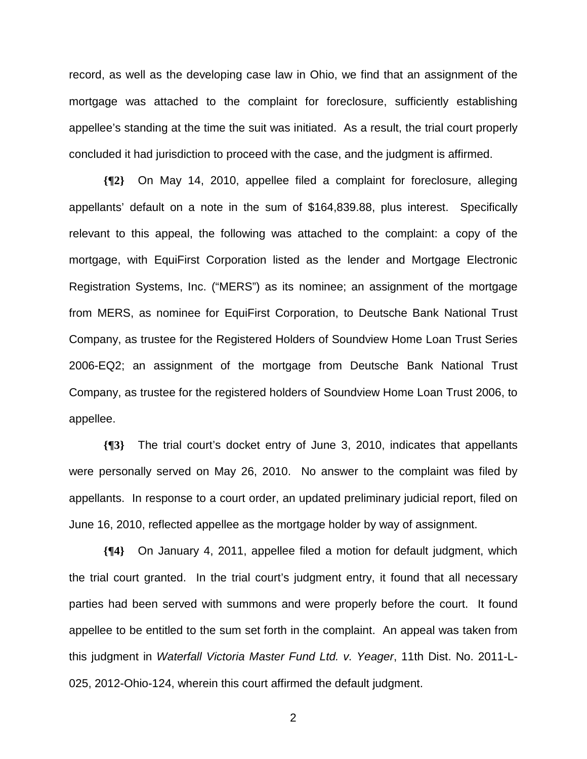record, as well as the developing case law in Ohio, we find that an assignment of the mortgage was attached to the complaint for foreclosure, sufficiently establishing appellee's standing at the time the suit was initiated. As a result, the trial court properly concluded it had jurisdiction to proceed with the case, and the judgment is affirmed.

**{¶2}** On May 14, 2010, appellee filed a complaint for foreclosure, alleging appellants' default on a note in the sum of $164,839.88, plus interest. Specifically relevant to this appeal, the following was attached to the complaint: a copy of the mortgage, with EquiFirst Corporation listed as the lender and Mortgage Electronic Registration Systems, Inc. ("MERS") as its nominee; an assignment of the mortgage from MERS, as nominee for EquiFirst Corporation, to Deutsche Bank National Trust Company, as trustee for the Registered Holders of Soundview Home Loan Trust Series 2006-EQ2; an assignment of the mortgage from Deutsche Bank National Trust Company, as trustee for the registered holders of Soundview Home Loan Trust 2006, to appellee.

**{¶3}** The trial court's docket entry of June 3, 2010, indicates that appellants were personally served on May 26, 2010. No answer to the complaint was filed by appellants. In response to a court order, an updated preliminary judicial report, filed on June 16, 2010, reflected appellee as the mortgage holder by way of assignment.

**{¶4}** On January 4, 2011, appellee filed a motion for default judgment, which the trial court granted. In the trial court's judgment entry, it found that all necessary parties had been served with summons and were properly before the court. It found appellee to be entitled to the sum set forth in the complaint. An appeal was taken from this judgment in *Waterfall Victoria Master Fund Ltd. v. Yeager*, 11th Dist. No. 2011-L-025, 2012-Ohio-124, wherein this court affirmed the default judgment.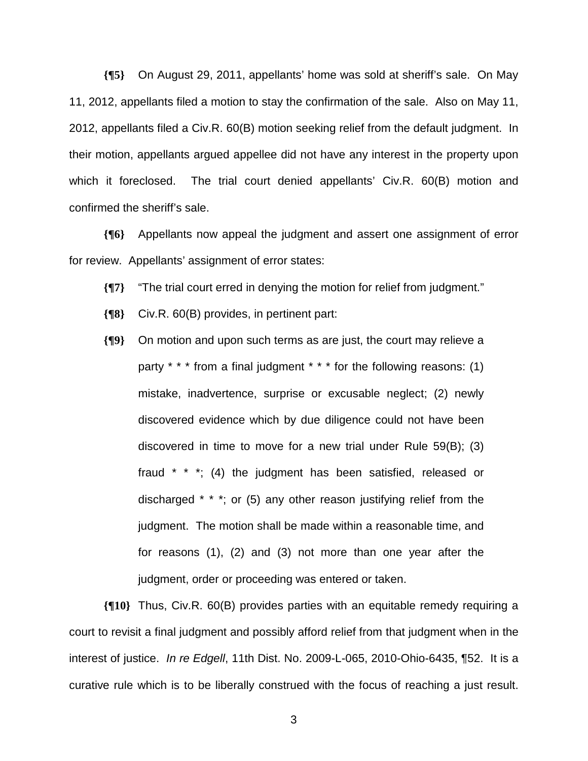**{¶5}** On August 29, 2011, appellants' home was sold at sheriff's sale. On May 11, 2012, appellants filed a motion to stay the confirmation of the sale. Also on May 11, 2012, appellants filed a Civ.R. 60(B) motion seeking relief from the default judgment. In their motion, appellants argued appellee did not have any interest in the property upon which it foreclosed. The trial court denied appellants' Civ.R. 60(B) motion and confirmed the sheriff's sale.

**{¶6}** Appellants now appeal the judgment and assert one assignment of error for review. Appellants' assignment of error states:

**{¶7}** "The trial court erred in denying the motion for relief from judgment."

**{¶8}** Civ.R. 60(B) provides, in pertinent part:

> **{¶9}** On motion and upon such terms as are just, the court may relieve a party * * * from a final judgment * * * for the following reasons: (1) mistake, inadvertence, surprise or excusable neglect; (2) newly discovered evidence which by due diligence could not have been discovered in time to move for a new trial under Rule 59(B); (3) fraud * * *; (4) the judgment has been satisfied, released or discharged * * *; or (5) any other reason justifying relief from the judgment. The motion shall be made within a reasonable time, and for reasons (1), (2) and (3) not more than one year after the judgment, order or proceeding was entered or taken.

**{¶10}** Thus, Civ.R. 60(B) provides parties with an equitable remedy requiring a court to revisit a final judgment and possibly afford relief from that judgment when in the interest of justice. *In re Edgell*, 11th Dist. No. 2009-L-065, 2010-Ohio-6435, ¶52. It is a curative rule which is to be liberally construed with the focus of reaching a just result.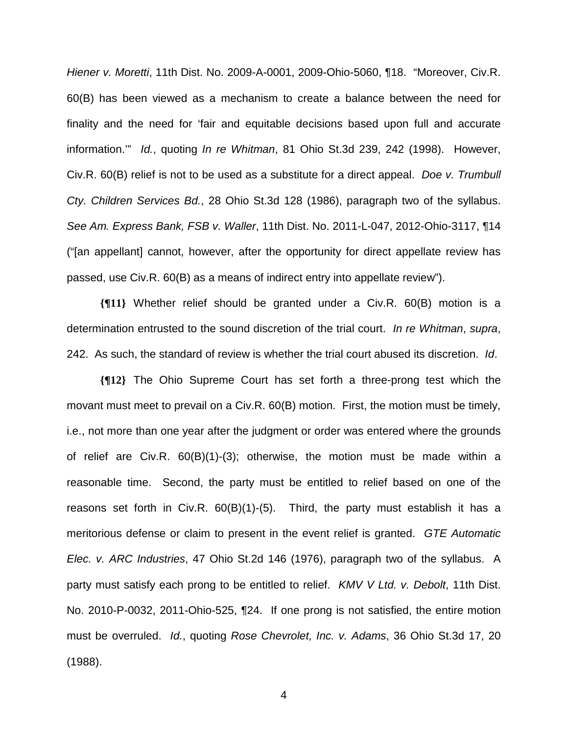*Hiener v. Moretti*, 11th Dist. No. 2009-A-0001, 2009-Ohio-5060, ¶18. "Moreover, Civ.R. 60(B) has been viewed as a mechanism to create a balance between the need for finality and the need for 'fair and equitable decisions based upon full and accurate information.'" *Id.*, quoting *In re Whitman*, 81 Ohio St.3d 239, 242 (1998). However, Civ.R. 60(B) relief is not to be used as a substitute for a direct appeal. *Doe v. Trumbull Cty. Children Services Bd.*, 28 Ohio St.3d 128 (1986), paragraph two of the syllabus. *See Am. Express Bank, FSB v. Waller*, 11th Dist. No. 2011-L-047, 2012-Ohio-3117, ¶14 ("[an appellant] cannot, however, after the opportunity for direct appellate review has passed, use Civ.R. 60(B) as a means of indirect entry into appellate review").

**{¶11}** Whether relief should be granted under a Civ.R. 60(B) motion is a determination entrusted to the sound discretion of the trial court. *In re Whitman*, *supra*, 242. As such, the standard of review is whether the trial court abused its discretion. *Id*.

**{¶12}** The Ohio Supreme Court has set forth a three-prong test which the movant must meet to prevail on a Civ.R. 60(B) motion. First, the motion must be timely, i.e., not more than one year after the judgment or order was entered where the grounds of relief are Civ.R. 60(B)(1)-(3); otherwise, the motion must be made within a reasonable time. Second, the party must be entitled to relief based on one of the reasons set forth in Civ.R. 60(B)(1)-(5). Third, the party must establish it has a meritorious defense or claim to present in the event relief is granted. *GTE Automatic Elec. v. ARC Industries*, 47 Ohio St.2d 146 (1976), paragraph two of the syllabus. A party must satisfy each prong to be entitled to relief. *KMV V Ltd. v. Debolt*, 11th Dist. No. 2010-P-0032, 2011-Ohio-525, ¶24. If one prong is not satisfied, the entire motion must be overruled. *Id.*, quoting *Rose Chevrolet, Inc. v. Adams*, 36 Ohio St.3d 17, 20 (1988).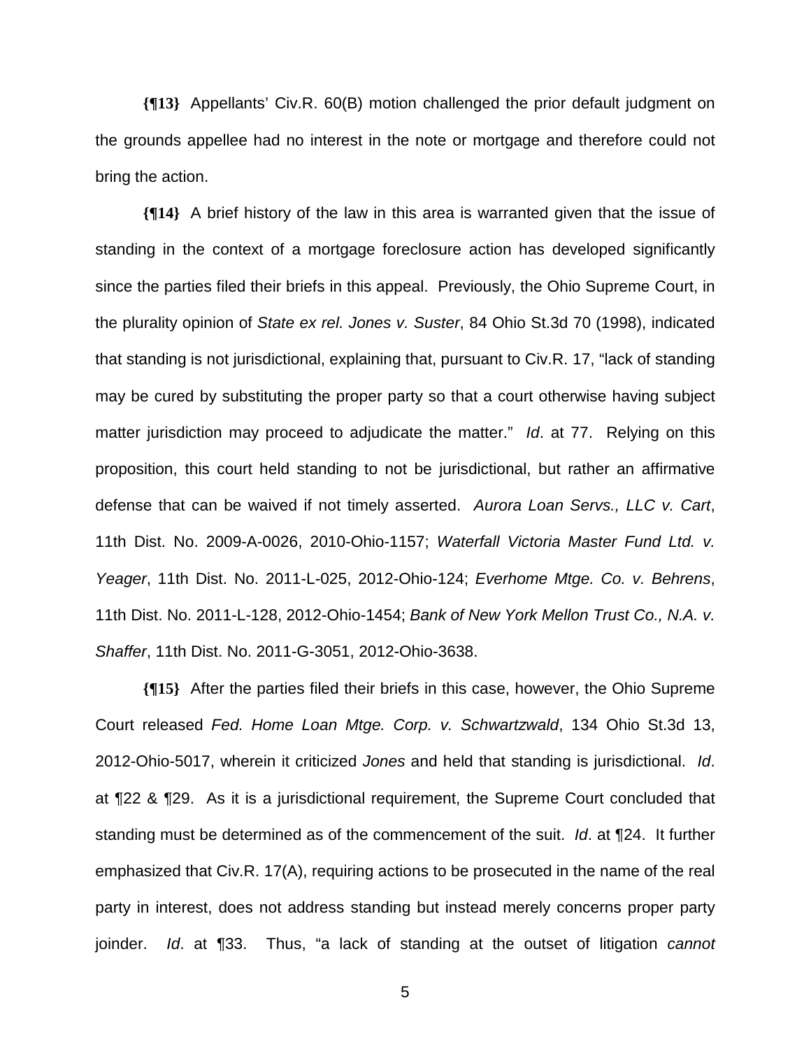**{¶13}** Appellants' Civ.R. 60(B) motion challenged the prior default judgment on the grounds appellee had no interest in the note or mortgage and therefore could not bring the action.

**{¶14}** A brief history of the law in this area is warranted given that the issue of standing in the context of a mortgage foreclosure action has developed significantly since the parties filed their briefs in this appeal. Previously, the Ohio Supreme Court, in the plurality opinion of *State ex rel. Jones v. Suster*, 84 Ohio St.3d 70 (1998), indicated that standing is not jurisdictional, explaining that, pursuant to Civ.R. 17, "lack of standing may be cured by substituting the proper party so that a court otherwise having subject matter jurisdiction may proceed to adjudicate the matter." *Id*. at 77. Relying on this proposition, this court held standing to not be jurisdictional, but rather an affirmative defense that can be waived if not timely asserted. *Aurora Loan Servs., LLC v. Cart*, 11th Dist. No. 2009-A-0026, 2010-Ohio-1157; *Waterfall Victoria Master Fund Ltd. v. Yeager*, 11th Dist. No. 2011-L-025, 2012-Ohio-124; *Everhome Mtge. Co. v. Behrens*, 11th Dist. No. 2011-L-128, 2012-Ohio-1454; *Bank of New York Mellon Trust Co., N.A. v. Shaffer*, 11th Dist. No. 2011-G-3051, 2012-Ohio-3638.

**{¶15}** After the parties filed their briefs in this case, however, the Ohio Supreme Court released *Fed. Home Loan Mtge. Corp. v. Schwartzwald*, 134 Ohio St.3d 13, 2012-Ohio-5017, wherein it criticized *Jones* and held that standing is jurisdictional. *Id*. at ¶22 & ¶29. As it is a jurisdictional requirement, the Supreme Court concluded that standing must be determined as of the commencement of the suit. *Id*. at ¶24. It further emphasized that Civ.R. 17(A), requiring actions to be prosecuted in the name of the real party in interest, does not address standing but instead merely concerns proper party joinder. *Id*. at ¶33. Thus, "a lack of standing at the outset of litigation *cannot*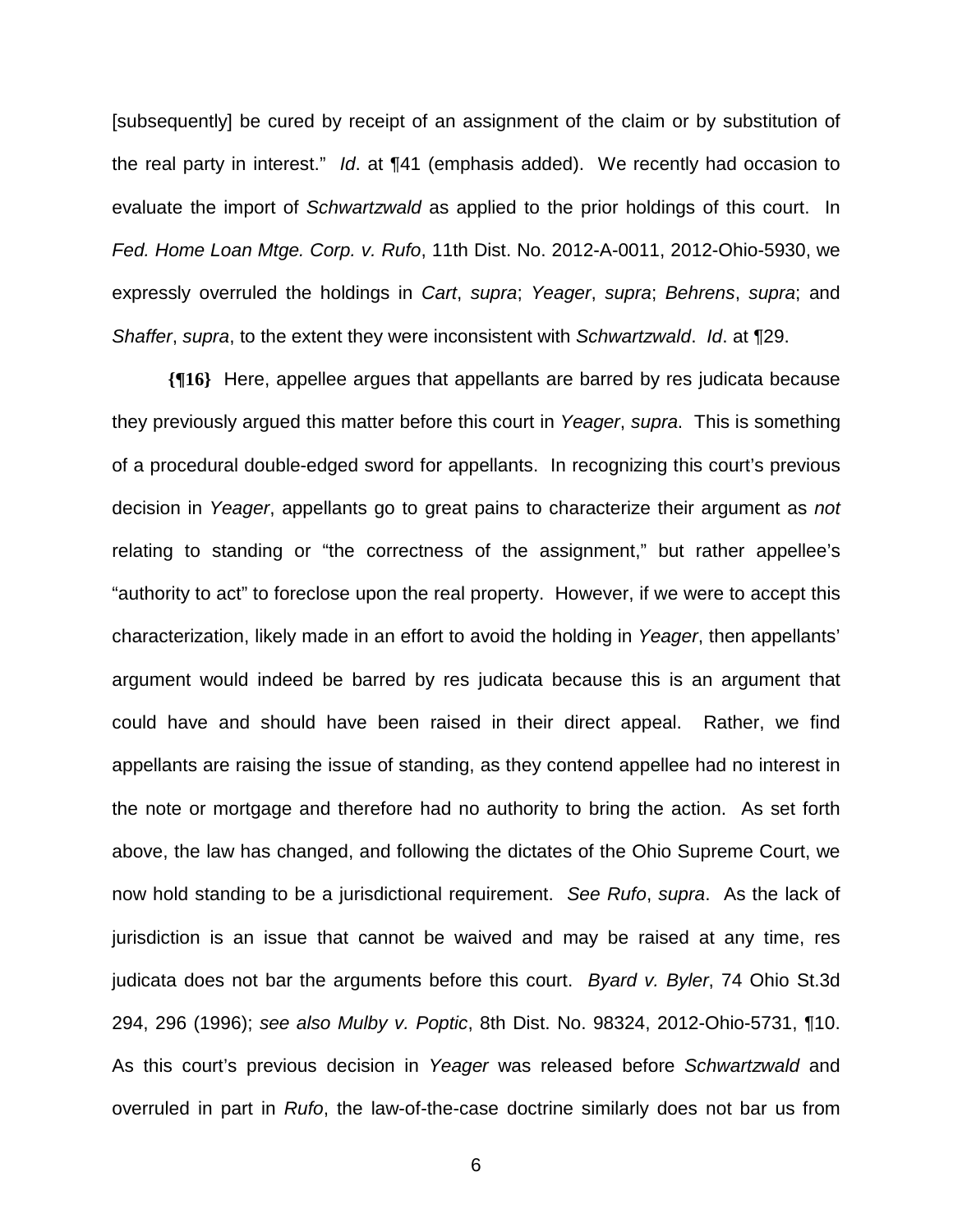[subsequently] be cured by receipt of an assignment of the claim or by substitution of the real party in interest." *Id*. at ¶41 (emphasis added). We recently had occasion to evaluate the import of *Schwartzwald* as applied to the prior holdings of this court. In *Fed. Home Loan Mtge. Corp. v. Rufo*, 11th Dist. No. 2012-A-0011, 2012-Ohio-5930, we expressly overruled the holdings in *Cart*, *supra*; *Yeager*, *supra*; *Behrens*, *supra*; and *Shaffer*, *supra*, to the extent they were inconsistent with *Schwartzwald*. *Id*. at ¶29.

**{¶16}** Here, appellee argues that appellants are barred by res judicata because they previously argued this matter before this court in *Yeager*, *supra*. This is something of a procedural double-edged sword for appellants. In recognizing this court's previous decision in *Yeager*, appellants go to great pains to characterize their argument as *not* relating to standing or "the correctness of the assignment," but rather appellee's "authority to act" to foreclose upon the real property. However, if we were to accept this characterization, likely made in an effort to avoid the holding in *Yeager*, then appellants' argument would indeed be barred by res judicata because this is an argument that could have and should have been raised in their direct appeal. Rather, we find appellants are raising the issue of standing, as they contend appellee had no interest in the note or mortgage and therefore had no authority to bring the action. As set forth above, the law has changed, and following the dictates of the Ohio Supreme Court, we now hold standing to be a jurisdictional requirement. *See Rufo*, *supra*. As the lack of jurisdiction is an issue that cannot be waived and may be raised at any time, res judicata does not bar the arguments before this court. *Byard v. Byler*, 74 Ohio St.3d 294, 296 (1996); *see also Mulby v. Poptic*, 8th Dist. No. 98324, 2012-Ohio-5731, ¶10. As this court's previous decision in *Yeager* was released before *Schwartzwald* and overruled in part in *Rufo*, the law-of-the-case doctrine similarly does not bar us from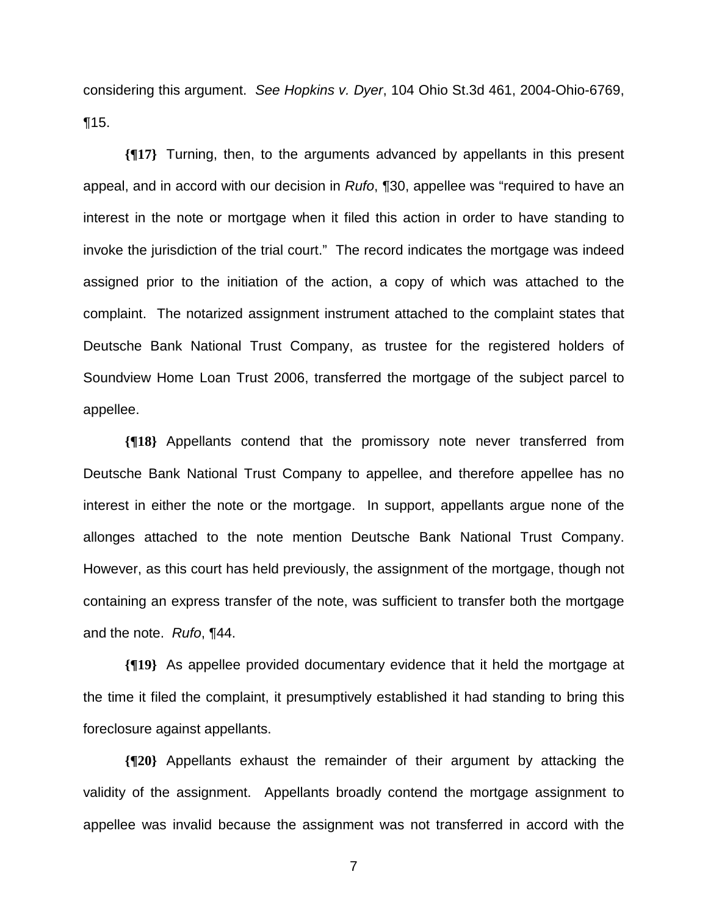considering this argument. *See Hopkins v. Dyer*, 104 Ohio St.3d 461, 2004-Ohio-6769, ¶15.

**{¶17}** Turning, then, to the arguments advanced by appellants in this present appeal, and in accord with our decision in *Rufo*, ¶30, appellee was "required to have an interest in the note or mortgage when it filed this action in order to have standing to invoke the jurisdiction of the trial court." The record indicates the mortgage was indeed assigned prior to the initiation of the action, a copy of which was attached to the complaint. The notarized assignment instrument attached to the complaint states that Deutsche Bank National Trust Company, as trustee for the registered holders of Soundview Home Loan Trust 2006, transferred the mortgage of the subject parcel to appellee.

**{¶18}** Appellants contend that the promissory note never transferred from Deutsche Bank National Trust Company to appellee, and therefore appellee has no interest in either the note or the mortgage. In support, appellants argue none of the allonges attached to the note mention Deutsche Bank National Trust Company. However, as this court has held previously, the assignment of the mortgage, though not containing an express transfer of the note, was sufficient to transfer both the mortgage and the note. *Rufo*, ¶44.

**{¶19}** As appellee provided documentary evidence that it held the mortgage at the time it filed the complaint, it presumptively established it had standing to bring this foreclosure against appellants.

**{¶20}** Appellants exhaust the remainder of their argument by attacking the validity of the assignment. Appellants broadly contend the mortgage assignment to appellee was invalid because the assignment was not transferred in accord with the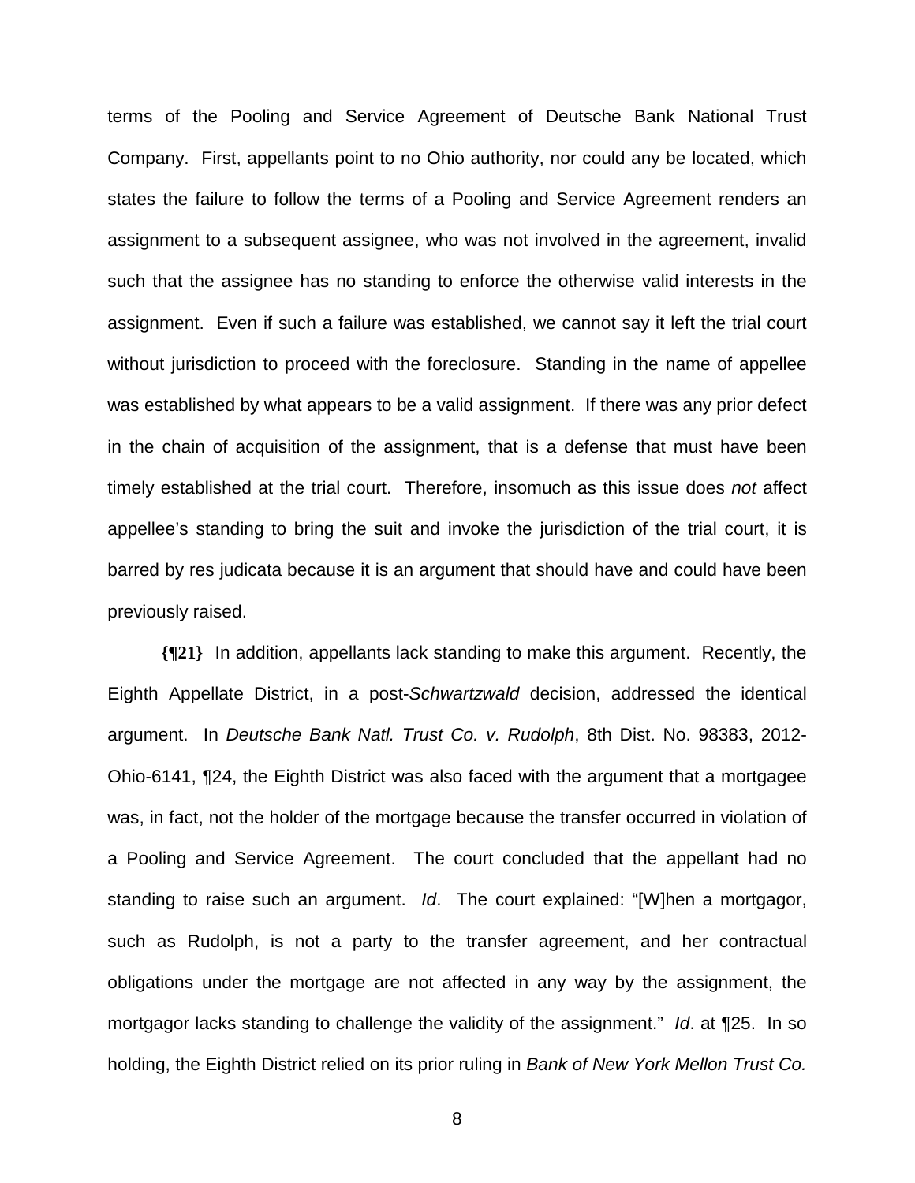terms of the Pooling and Service Agreement of Deutsche Bank National Trust Company. First, appellants point to no Ohio authority, nor could any be located, which states the failure to follow the terms of a Pooling and Service Agreement renders an assignment to a subsequent assignee, who was not involved in the agreement, invalid such that the assignee has no standing to enforce the otherwise valid interests in the assignment. Even if such a failure was established, we cannot say it left the trial court without jurisdiction to proceed with the foreclosure. Standing in the name of appellee was established by what appears to be a valid assignment. If there was any prior defect in the chain of acquisition of the assignment, that is a defense that must have been timely established at the trial court. Therefore, insomuch as this issue does *not* affect appellee's standing to bring the suit and invoke the jurisdiction of the trial court, it is barred by res judicata because it is an argument that should have and could have been previously raised.

**{¶21}** In addition, appellants lack standing to make this argument. Recently, the Eighth Appellate District, in a post-*Schwartzwald* decision, addressed the identical argument. In *Deutsche Bank Natl. Trust Co. v. Rudolph*, 8th Dist. No. 98383, 2012-Ohio-6141, ¶24, the Eighth District was also faced with the argument that a mortgagee was, in fact, not the holder of the mortgage because the transfer occurred in violation of a Pooling and Service Agreement. The court concluded that the appellant had no standing to raise such an argument. *Id*. The court explained: "[W]hen a mortgagor, such as Rudolph, is not a party to the transfer agreement, and her contractual obligations under the mortgage are not affected in any way by the assignment, the mortgagor lacks standing to challenge the validity of the assignment." *Id*. at ¶25. In so holding, the Eighth District relied on its prior ruling in *Bank of New York Mellon Trust Co.*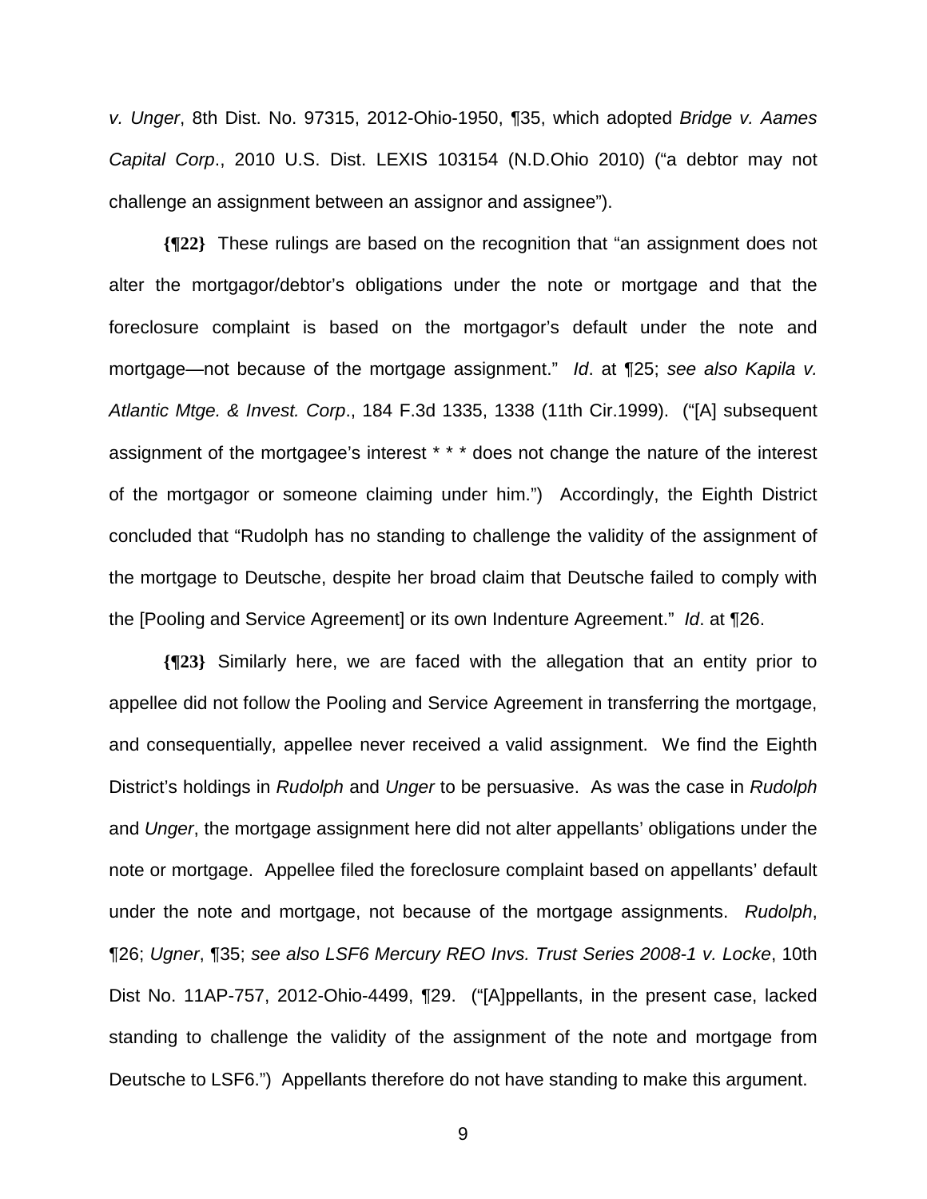*v. Unger*, 8th Dist. No. 97315, 2012-Ohio-1950, ¶35, which adopted *Bridge v. Aames Capital Corp*., 2010 U.S. Dist. LEXIS 103154 (N.D.Ohio 2010) ("a debtor may not challenge an assignment between an assignor and assignee").

**{¶22}** These rulings are based on the recognition that "an assignment does not alter the mortgagor/debtor's obligations under the note or mortgage and that the foreclosure complaint is based on the mortgagor's default under the note and mortgage—not because of the mortgage assignment." *Id*. at ¶25; *see also Kapila v. Atlantic Mtge. & Invest. Corp*., 184 F.3d 1335, 1338 (11th Cir.1999). ("[A] subsequent assignment of the mortgagee's interest * * * does not change the nature of the interest of the mortgagor or someone claiming under him.") Accordingly, the Eighth District concluded that "Rudolph has no standing to challenge the validity of the assignment of the mortgage to Deutsche, despite her broad claim that Deutsche failed to comply with the [Pooling and Service Agreement] or its own Indenture Agreement." *Id*. at ¶26.

**{¶23}** Similarly here, we are faced with the allegation that an entity prior to appellee did not follow the Pooling and Service Agreement in transferring the mortgage, and consequentially, appellee never received a valid assignment. We find the Eighth District's holdings in *Rudolph* and *Unger* to be persuasive. As was the case in *Rudolph* and *Unger*, the mortgage assignment here did not alter appellants' obligations under the note or mortgage. Appellee filed the foreclosure complaint based on appellants' default under the note and mortgage, not because of the mortgage assignments. *Rudolph*, ¶26; *Ugner*, ¶35; *see also LSF6 Mercury REO Invs. Trust Series 2008-1 v. Locke*, 10th Dist No. 11AP-757, 2012-Ohio-4499, ¶29. ("[A]ppellants, in the present case, lacked standing to challenge the validity of the assignment of the note and mortgage from Deutsche to LSF6.") Appellants therefore do not have standing to make this argument.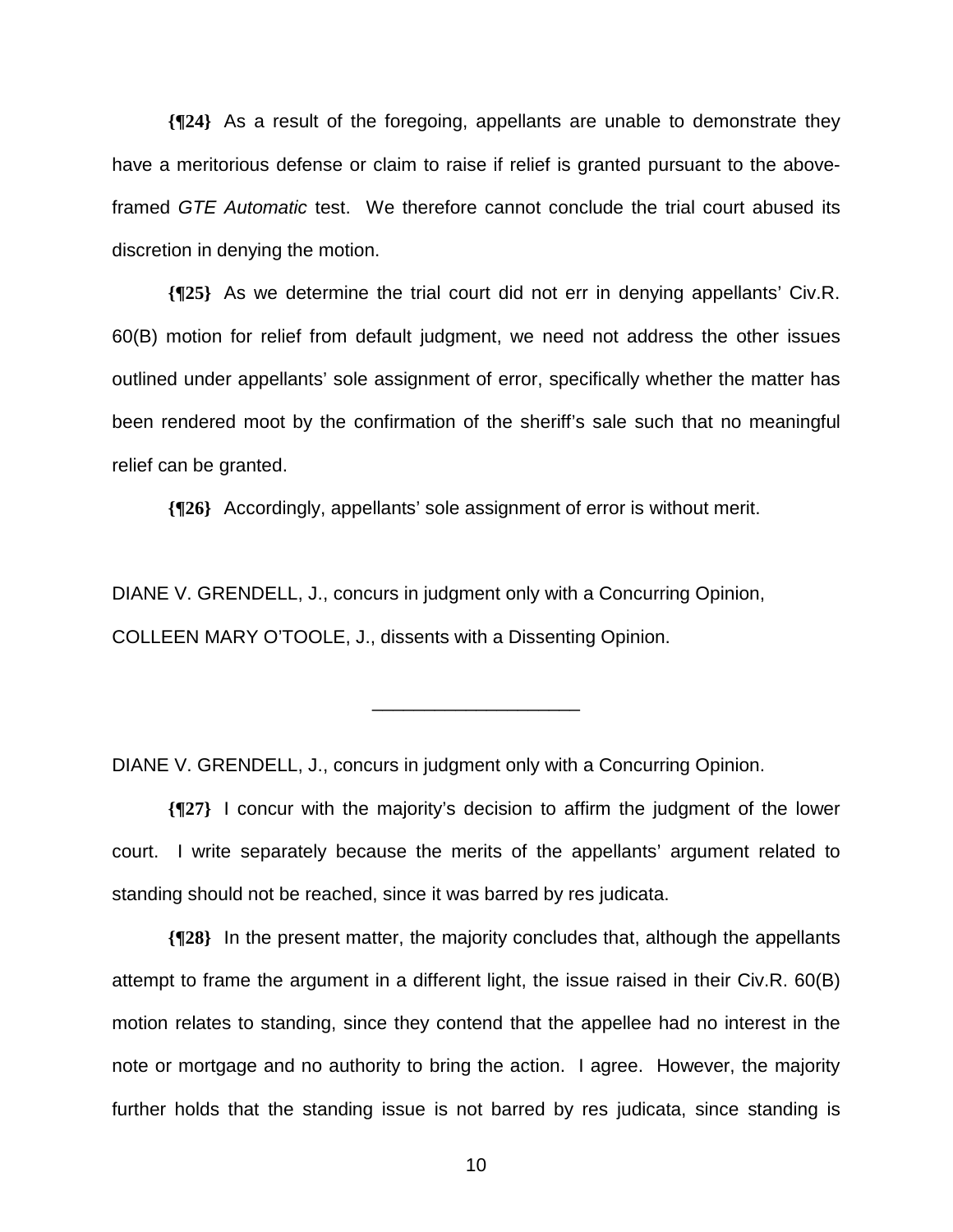**{¶24}** As a result of the foregoing, appellants are unable to demonstrate they have a meritorious defense or claim to raise if relief is granted pursuant to the above-framed *GTE Automatic* test. We therefore cannot conclude the trial court abused its discretion in denying the motion.

**{¶25}** As we determine the trial court did not err in denying appellants' Civ.R. 60(B) motion for relief from default judgment, we need not address the other issues outlined under appellants' sole assignment of error, specifically whether the matter has been rendered moot by the confirmation of the sheriff's sale such that no meaningful relief can be granted.

**{¶26}** Accordingly, appellants' sole assignment of error is without merit.

DIANE V. GRENDELL, J., concurs in judgment only with a Concurring Opinion,

COLLEEN MARY O'TOOLE, J., dissents with a Dissenting Opinion.

---

DIANE V. GRENDELL, J., concurs in judgment only with a Concurring Opinion.

**{¶27}** I concur with the majority's decision to affirm the judgment of the lower court. I write separately because the merits of the appellants' argument related to standing should not be reached, since it was barred by res judicata.

**{¶28}** In the present matter, the majority concludes that, although the appellants attempt to frame the argument in a different light, the issue raised in their Civ.R. 60(B) motion relates to standing, since they contend that the appellee had no interest in the note or mortgage and no authority to bring the action. I agree. However, the majority further holds that the standing issue is not barred by res judicata, since standing is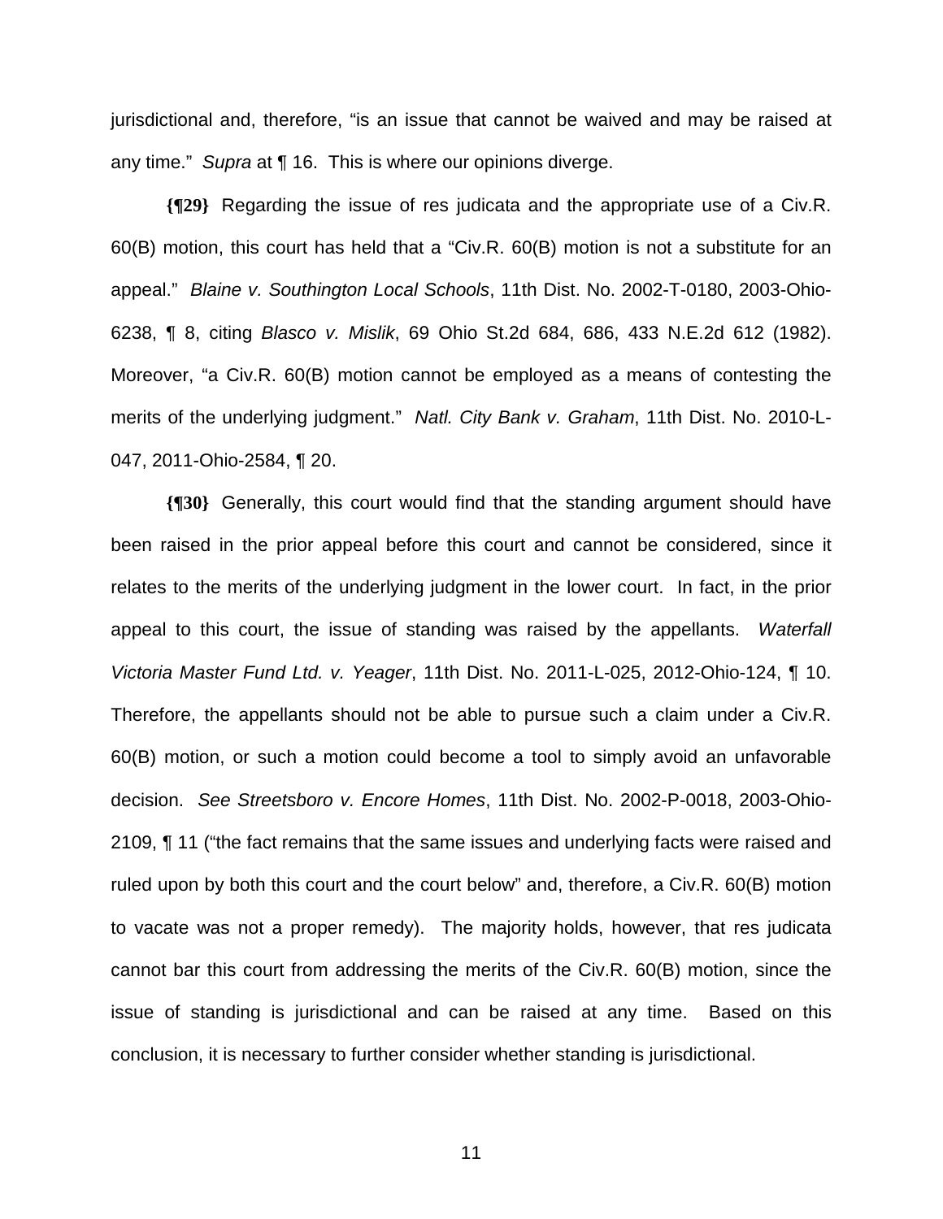jurisdictional and, therefore, "is an issue that cannot be waived and may be raised at any time." *Supra* at ¶ 16. This is where our opinions diverge.

**{¶29}** Regarding the issue of res judicata and the appropriate use of a Civ.R. 60(B) motion, this court has held that a "Civ.R. 60(B) motion is not a substitute for an appeal." *Blaine v. Southington Local Schools*, 11th Dist. No. 2002-T-0180, 2003-Ohio-6238, ¶ 8, citing *Blasco v. Mislik*, 69 Ohio St.2d 684, 686, 433 N.E.2d 612 (1982). Moreover, "a Civ.R. 60(B) motion cannot be employed as a means of contesting the merits of the underlying judgment." *Natl. City Bank v. Graham*, 11th Dist. No. 2010-L-047, 2011-Ohio-2584, ¶ 20.

**{¶30}** Generally, this court would find that the standing argument should have been raised in the prior appeal before this court and cannot be considered, since it relates to the merits of the underlying judgment in the lower court. In fact, in the prior appeal to this court, the issue of standing was raised by the appellants. *Waterfall Victoria Master Fund Ltd. v. Yeager*, 11th Dist. No. 2011-L-025, 2012-Ohio-124, ¶ 10. Therefore, the appellants should not be able to pursue such a claim under a Civ.R. 60(B) motion, or such a motion could become a tool to simply avoid an unfavorable decision. *See Streetsboro v. Encore Homes*, 11th Dist. No. 2002-P-0018, 2003-Ohio-2109, ¶ 11 ("the fact remains that the same issues and underlying facts were raised and ruled upon by both this court and the court below" and, therefore, a Civ.R. 60(B) motion to vacate was not a proper remedy). The majority holds, however, that res judicata cannot bar this court from addressing the merits of the Civ.R. 60(B) motion, since the issue of standing is jurisdictional and can be raised at any time. Based on this conclusion, it is necessary to further consider whether standing is jurisdictional.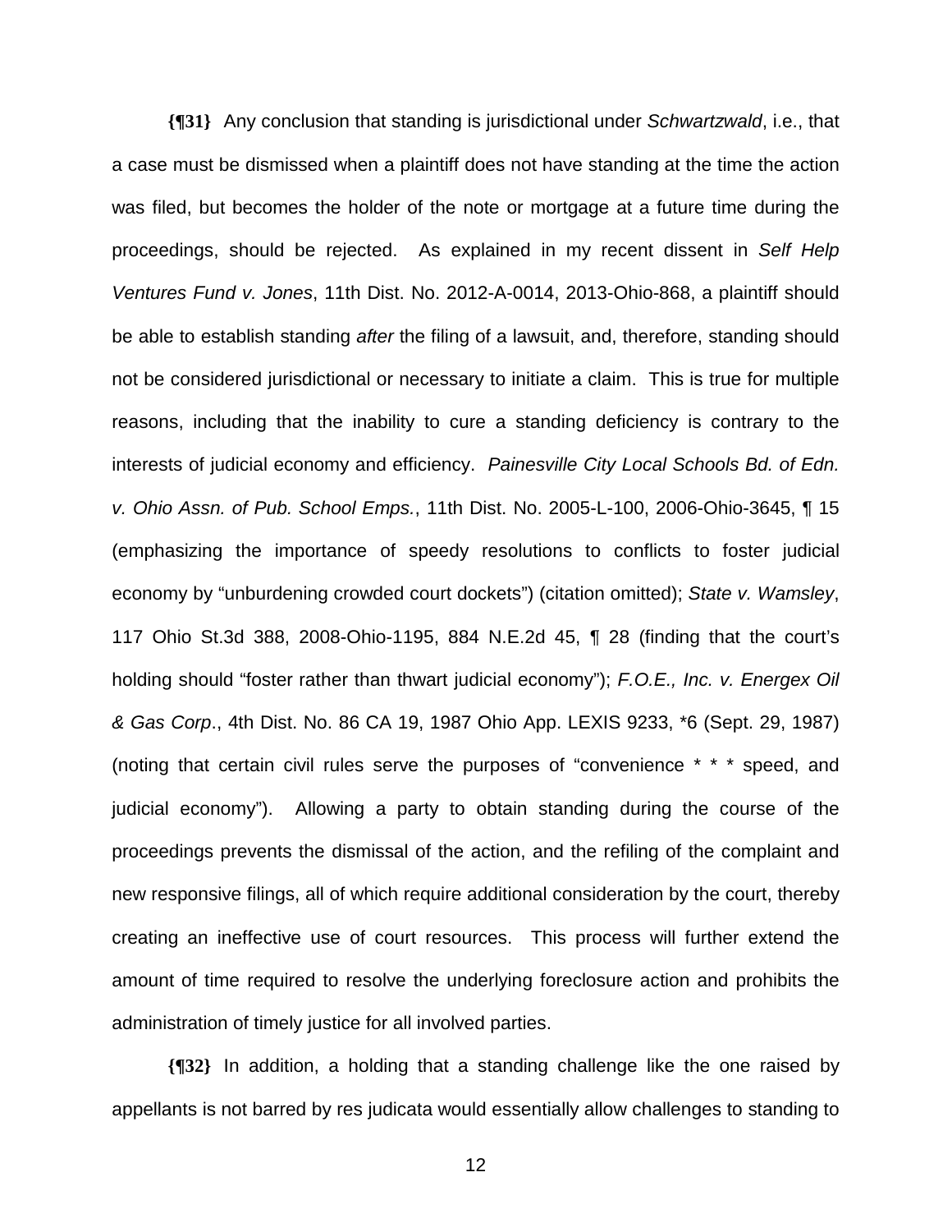**{¶31}** Any conclusion that standing is jurisdictional under *Schwartzwald*, i.e., that a case must be dismissed when a plaintiff does not have standing at the time the action was filed, but becomes the holder of the note or mortgage at a future time during the proceedings, should be rejected. As explained in my recent dissent in *Self Help Ventures Fund v. Jones*, 11th Dist. No. 2012-A-0014, 2013-Ohio-868, a plaintiff should be able to establish standing *after* the filing of a lawsuit, and, therefore, standing should not be considered jurisdictional or necessary to initiate a claim. This is true for multiple reasons, including that the inability to cure a standing deficiency is contrary to the interests of judicial economy and efficiency. *Painesville City Local Schools Bd. of Edn. v. Ohio Assn. of Pub. School Emps.*, 11th Dist. No. 2005-L-100, 2006-Ohio-3645, ¶ 15 (emphasizing the importance of speedy resolutions to conflicts to foster judicial economy by "unburdening crowded court dockets") (citation omitted); *State v. Wamsley*, 117 Ohio St.3d 388, 2008-Ohio-1195, 884 N.E.2d 45, ¶ 28 (finding that the court's holding should "foster rather than thwart judicial economy"); *F.O.E., Inc. v. Energex Oil & Gas Corp*., 4th Dist. No. 86 CA 19, 1987 Ohio App. LEXIS 9233, *6 (Sept. 29, 1987) (noting that certain civil rules serve the purposes of "convenience * * * speed, and judicial economy"). Allowing a party to obtain standing during the course of the proceedings prevents the dismissal of the action, and the refiling of the complaint and new responsive filings, all of which require additional consideration by the court, thereby creating an ineffective use of court resources. This process will further extend the amount of time required to resolve the underlying foreclosure action and prohibits the administration of timely justice for all involved parties.

**{¶32}** In addition, a holding that a standing challenge like the one raised by appellants is not barred by res judicata would essentially allow challenges to standing to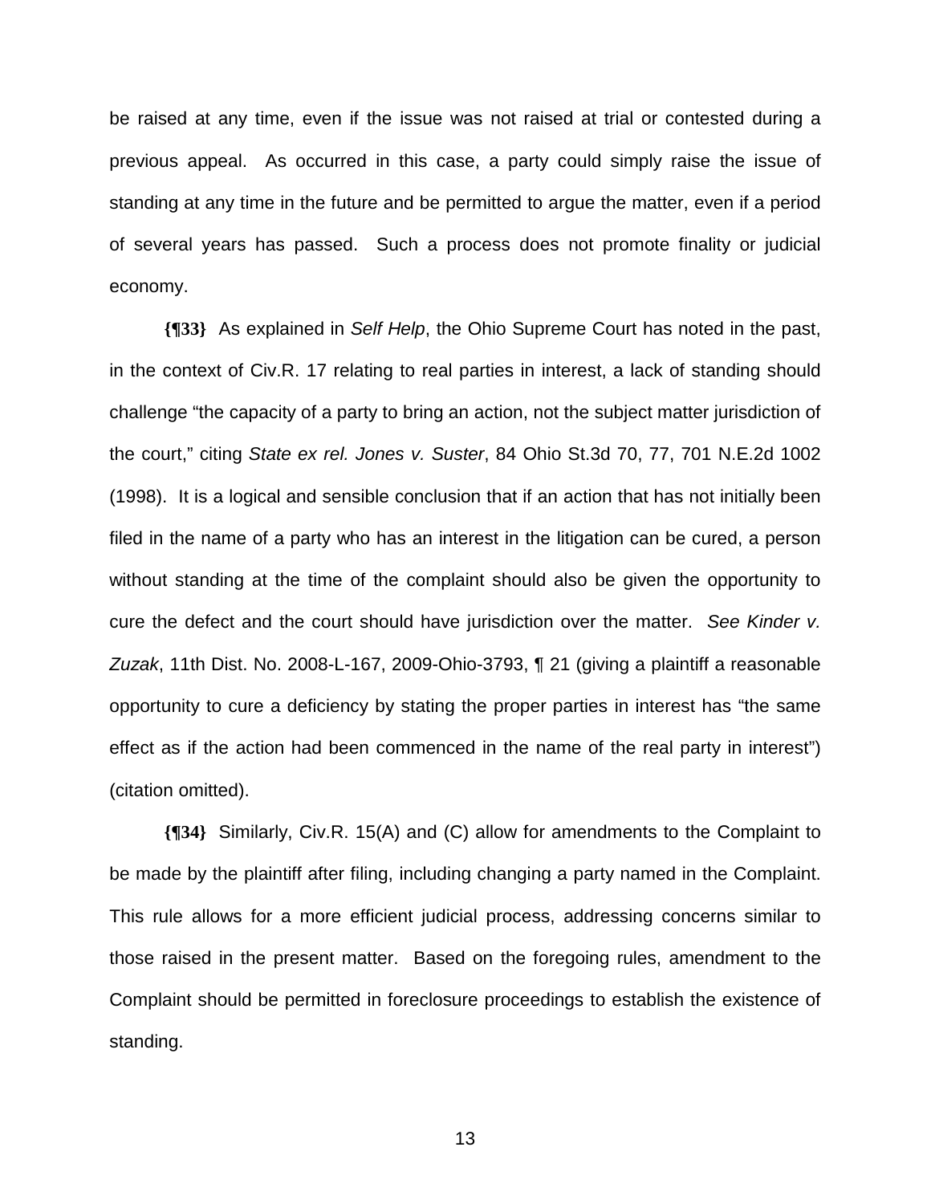be raised at any time, even if the issue was not raised at trial or contested during a previous appeal. As occurred in this case, a party could simply raise the issue of standing at any time in the future and be permitted to argue the matter, even if a period of several years has passed. Such a process does not promote finality or judicial economy.

**{¶33}** As explained in *Self Help*, the Ohio Supreme Court has noted in the past, in the context of Civ.R. 17 relating to real parties in interest, a lack of standing should challenge "the capacity of a party to bring an action, not the subject matter jurisdiction of the court," citing *State ex rel. Jones v. Suster*, 84 Ohio St.3d 70, 77, 701 N.E.2d 1002 (1998). It is a logical and sensible conclusion that if an action that has not initially been filed in the name of a party who has an interest in the litigation can be cured, a person without standing at the time of the complaint should also be given the opportunity to cure the defect and the court should have jurisdiction over the matter. *See Kinder v. Zuzak*, 11th Dist. No. 2008-L-167, 2009-Ohio-3793, ¶ 21 (giving a plaintiff a reasonable opportunity to cure a deficiency by stating the proper parties in interest has "the same effect as if the action had been commenced in the name of the real party in interest") (citation omitted).

**{¶34}** Similarly, Civ.R. 15(A) and (C) allow for amendments to the Complaint to be made by the plaintiff after filing, including changing a party named in the Complaint. This rule allows for a more efficient judicial process, addressing concerns similar to those raised in the present matter. Based on the foregoing rules, amendment to the Complaint should be permitted in foreclosure proceedings to establish the existence of standing.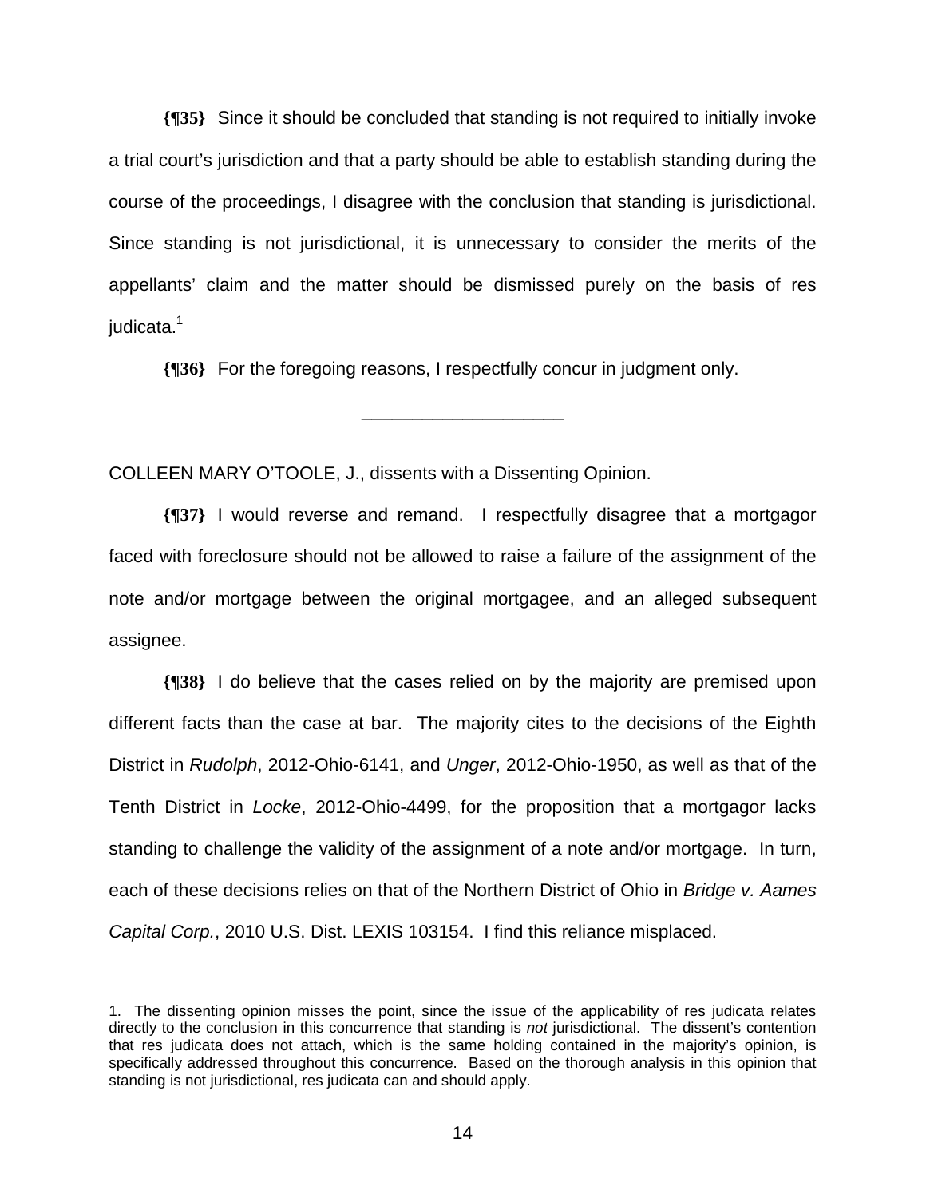**{¶35}** Since it should be concluded that standing is not required to initially invoke a trial court's jurisdiction and that a party should be able to establish standing during the course of the proceedings, I disagree with the conclusion that standing is jurisdictional. Since standing is not jurisdictional, it is unnecessary to consider the merits of the appellants' claim and the matter should be dismissed purely on the basis of res judicata.[1]

**{¶36}** For the foregoing reasons, I respectfully concur in judgment only.

---

COLLEEN MARY O'TOOLE, J., dissents with a Dissenting Opinion.

**{¶37}** I would reverse and remand. I respectfully disagree that a mortgagor faced with foreclosure should not be allowed to raise a failure of the assignment of the note and/or mortgage between the original mortgagee, and an alleged subsequent assignee.

**{¶38}** I do believe that the cases relied on by the majority are premised upon different facts than the case at bar. The majority cites to the decisions of the Eighth District in *Rudolph*, 2012-Ohio-6141, and *Unger*, 2012-Ohio-1950, as well as that of the Tenth District in *Locke*, 2012-Ohio-4499, for the proposition that a mortgagor lacks standing to challenge the validity of the assignment of a note and/or mortgage. In turn, each of these decisions relies on that of the Northern District of Ohio in *Bridge v. Aames Capital Corp.*, 2010 U.S. Dist. LEXIS 103154. I find this reliance misplaced.

---

1. The dissenting opinion misses the point, since the issue of the applicability of res judicata relates directly to the conclusion in this concurrence that standing is *not* jurisdictional. The dissent's contention that res judicata does not attach, which is the same holding contained in the majority's opinion, is specifically addressed throughout this concurrence. Based on the thorough analysis in this opinion that standing is not jurisdictional, res judicata can and should apply.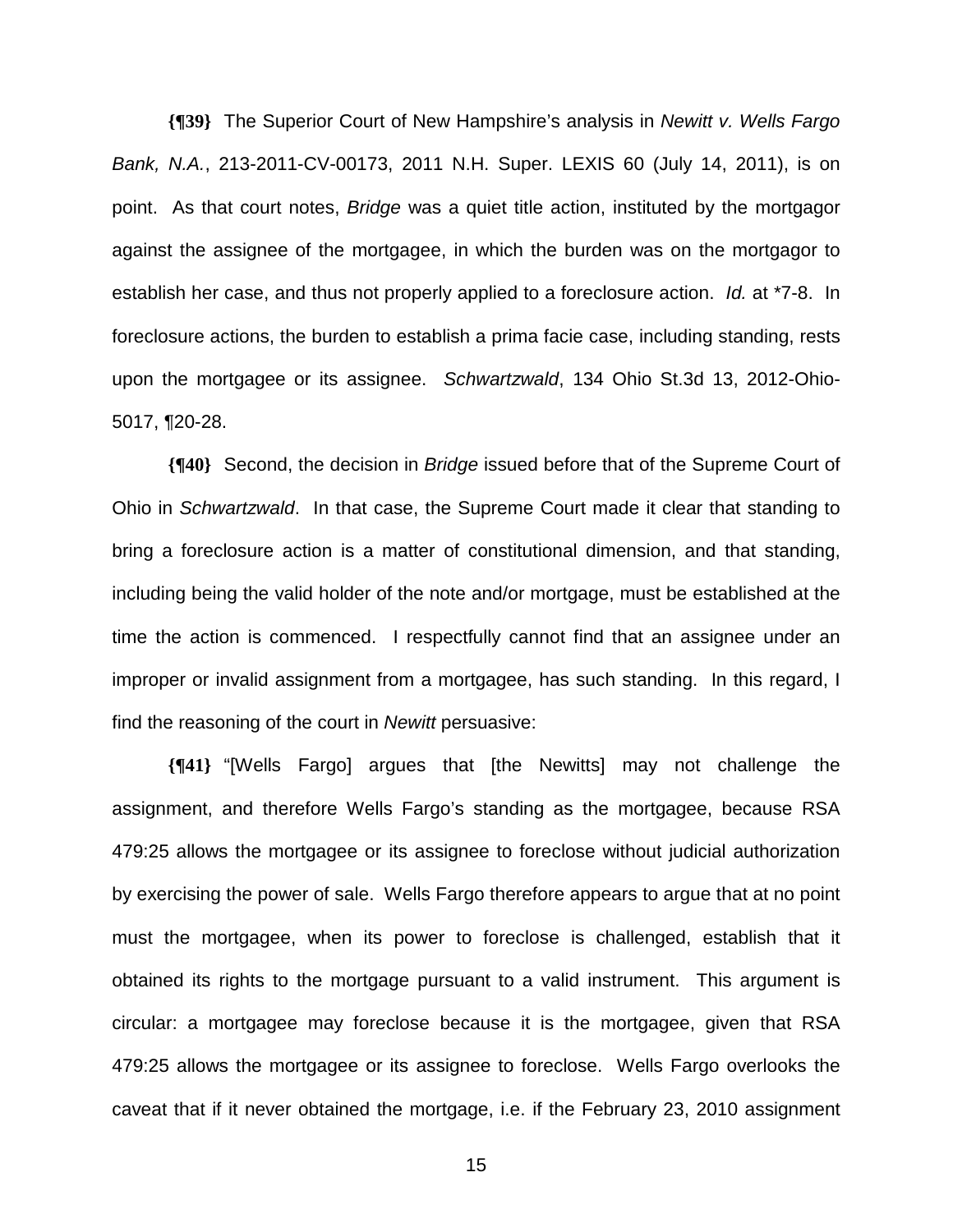**{¶39}** The Superior Court of New Hampshire's analysis in *Newitt v. Wells Fargo Bank, N.A.*, 213-2011-CV-00173, 2011 N.H. Super. LEXIS 60 (July 14, 2011), is on point. As that court notes, *Bridge* was a quiet title action, instituted by the mortgagor against the assignee of the mortgagee, in which the burden was on the mortgagor to establish her case, and thus not properly applied to a foreclosure action. *Id.* at *7-8. In foreclosure actions, the burden to establish a prima facie case, including standing, rests upon the mortgagee or its assignee. *Schwartzwald*, 134 Ohio St.3d 13, 2012-Ohio-5017, ¶20-28.

**{¶40}** Second, the decision in *Bridge* issued before that of the Supreme Court of Ohio in *Schwartzwald*. In that case, the Supreme Court made it clear that standing to bring a foreclosure action is a matter of constitutional dimension, and that standing, including being the valid holder of the note and/or mortgage, must be established at the time the action is commenced. I respectfully cannot find that an assignee under an improper or invalid assignment from a mortgagee, has such standing. In this regard, I find the reasoning of the court in *Newitt* persuasive:

**{¶41}** "[Wells Fargo] argues that [the Newitts] may not challenge the assignment, and therefore Wells Fargo's standing as the mortgagee, because RSA 479:25 allows the mortgagee or its assignee to foreclose without judicial authorization by exercising the power of sale. Wells Fargo therefore appears to argue that at no point must the mortgagee, when its power to foreclose is challenged, establish that it obtained its rights to the mortgage pursuant to a valid instrument. This argument is circular: a mortgagee may foreclose because it is the mortgagee, given that RSA 479:25 allows the mortgagee or its assignee to foreclose. Wells Fargo overlooks the caveat that if it never obtained the mortgage, i.e. if the February 23, 2010 assignment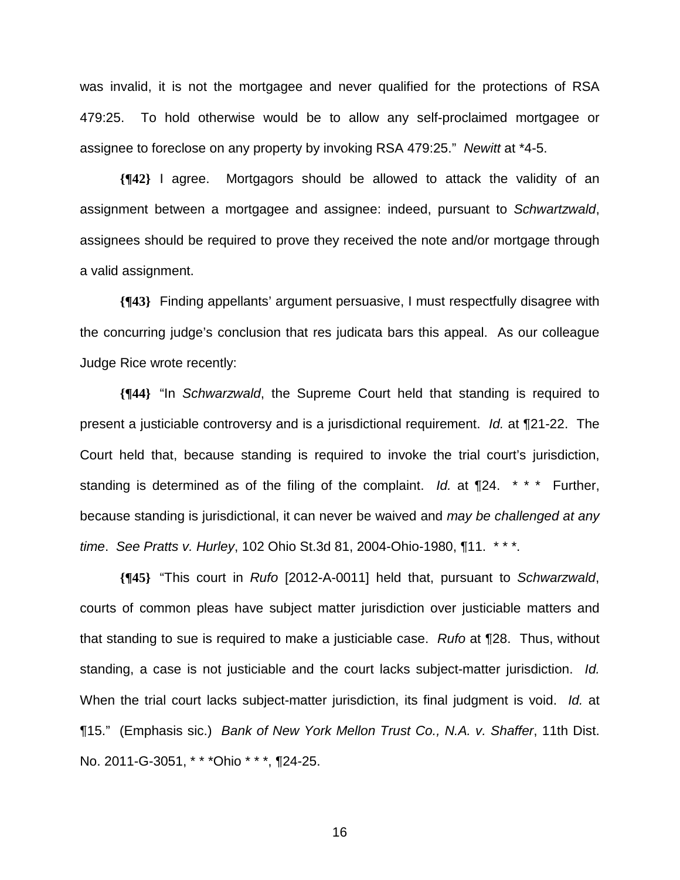was invalid, it is not the mortgagee and never qualified for the protections of RSA 479:25. To hold otherwise would be to allow any self-proclaimed mortgagee or assignee to foreclose on any property by invoking RSA 479:25." *Newitt* at *4-5.

**{¶42}** I agree. Mortgagors should be allowed to attack the validity of an assignment between a mortgagee and assignee: indeed, pursuant to *Schwartzwald*, assignees should be required to prove they received the note and/or mortgage through a valid assignment.

**{¶43}** Finding appellants' argument persuasive, I must respectfully disagree with the concurring judge's conclusion that res judicata bars this appeal. As our colleague Judge Rice wrote recently:

**{¶44}** "In *Schwarzwald*, the Supreme Court held that standing is required to present a justiciable controversy and is a jurisdictional requirement. *Id.* at ¶21-22. The Court held that, because standing is required to invoke the trial court's jurisdiction, standing is determined as of the filing of the complaint. *Id.* at ¶24. * * * Further, because standing is jurisdictional, it can never be waived and *may be challenged at any time*. *See Pratts v. Hurley*, 102 Ohio St.3d 81, 2004-Ohio-1980, ¶11. * * *.

**{¶45}** "This court in *Rufo* [2012-A-0011] held that, pursuant to *Schwarzwald*, courts of common pleas have subject matter jurisdiction over justiciable matters and that standing to sue is required to make a justiciable case. *Rufo* at ¶28. Thus, without standing, a case is not justiciable and the court lacks subject-matter jurisdiction. *Id.* When the trial court lacks subject-matter jurisdiction, its final judgment is void. *Id.* at ¶15." (Emphasis sic.) *Bank of New York Mellon Trust Co., N.A. v. Shaffer*, 11th Dist. No. 2011-G-3051, * * *Ohio * * *, ¶24-25.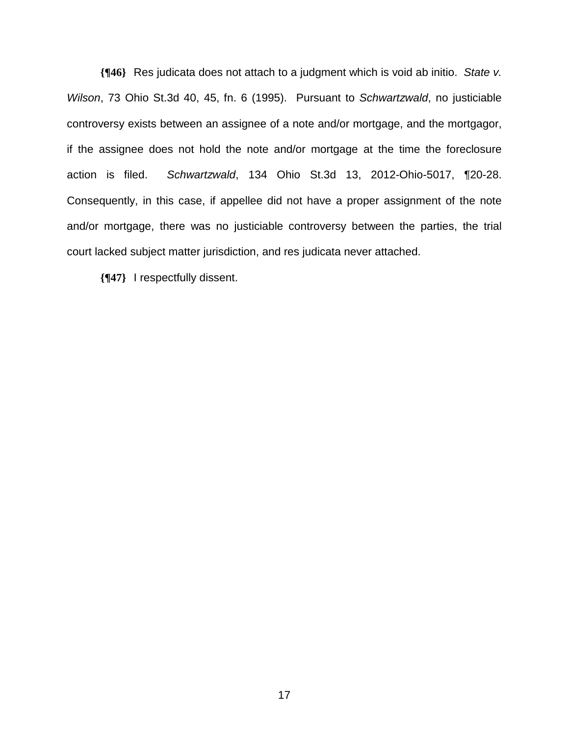**{¶46}** Res judicata does not attach to a judgment which is void ab initio. *State v. Wilson*, 73 Ohio St.3d 40, 45, fn. 6 (1995). Pursuant to *Schwartzwald*, no justiciable controversy exists between an assignee of a note and/or mortgage, and the mortgagor, if the assignee does not hold the note and/or mortgage at the time the foreclosure action is filed. *Schwartzwald*, 134 Ohio St.3d 13, 2012-Ohio-5017, ¶20-28. Consequently, in this case, if appellee did not have a proper assignment of the note and/or mortgage, there was no justiciable controversy between the parties, the trial court lacked subject matter jurisdiction, and res judicata never attached.

**{¶47}** I respectfully dissent.